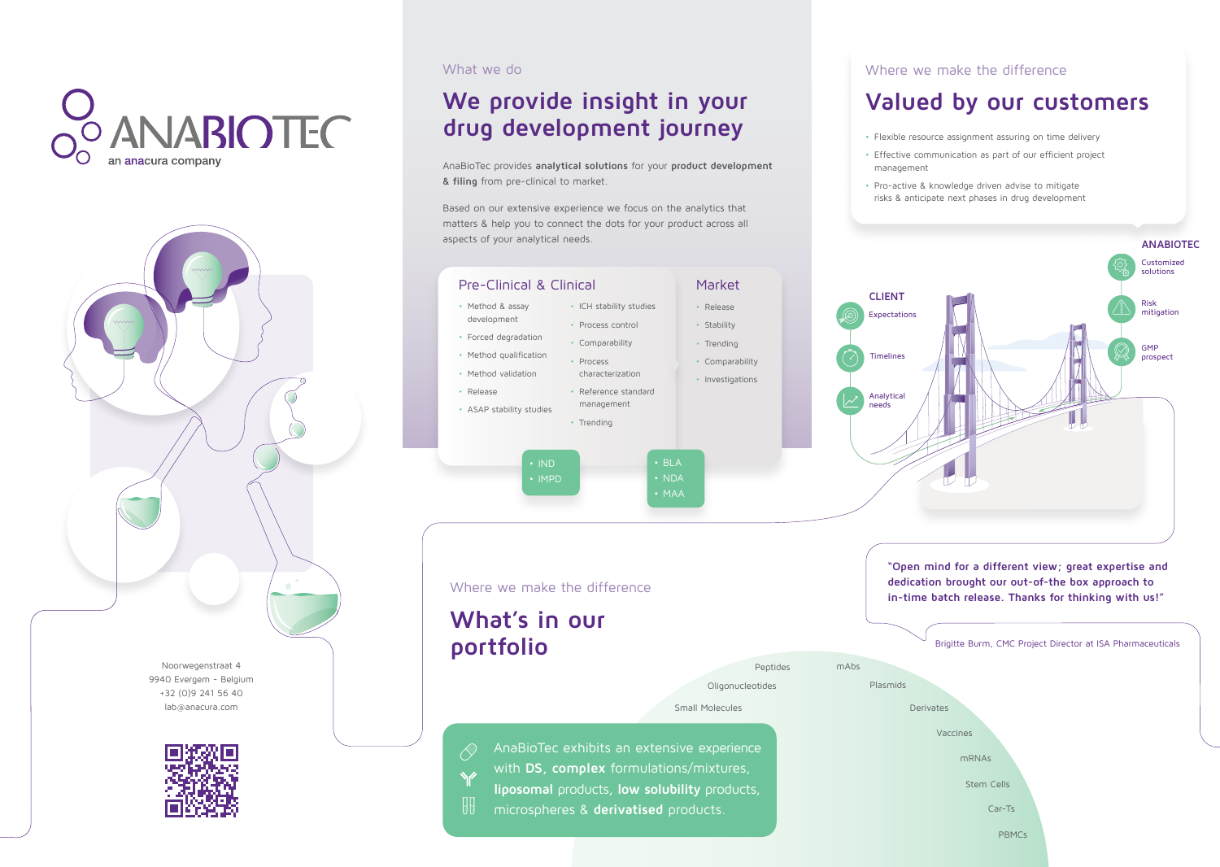# ANABIOTEC

an anacura company

Noorwegenstraat 4
9940 Evergem - Belgium
+32 (0)9 241 56 40
lab@anacura.com

What we do

## We provide insight in your drug development journey

AnaBioTec provides **analytical solutions** for your **product development & filing** from pre-clinical to market.

Based on our extensive experience we focus on the analytics that matters & help you to connect the dots for your product across all aspects of your analytical needs.

### Pre-Clinical & Clinical

- Method & assay development
- Forced degradation
- Method qualification
- Method validation
- Release
- ASAP stability studies
- ICH stability studies
- Process control
- Comparability
- Process characterization
- Reference standard management
- Trending

- IND
- IMPD

### Market

- Release
- Stability
- Trending
- Comparability
- Investigations

- BLA
- NDA
- MAA

Where we make the difference

## Valued by our customers

- Flexible resource assignment assuring on time delivery
- Effective communication as part of our efficient project management
- Pro-active & knowledge driven advise to mitigate risks & anticipate next phases in drug development

**CLIENT**

- Expectations
- Timelines
- Analytical needs

**ANABIOTEC**

- Customized solutions
- Risk mitigation
- GMP prospect

"Open mind for a different view; great expertise and dedication brought our out-of-the box approach to in-time batch release. Thanks for thinking with us!"

Brigitte Burm, CMC Project Director at ISA Pharmaceuticals

Where we make the difference

## What's in our portfolio

Peptides, Oligonucleotides, Small Molecules, mAbs, Plasmids, Derivates, Vaccines, mRNAs, Stem Cells, Car-Ts, PBMCs

AnaBioTec exhibits an extensive experience with **DS**, **complex** formulations/mixtures, **liposomal** products, **low solubility** products, microspheres & **derivatised** products.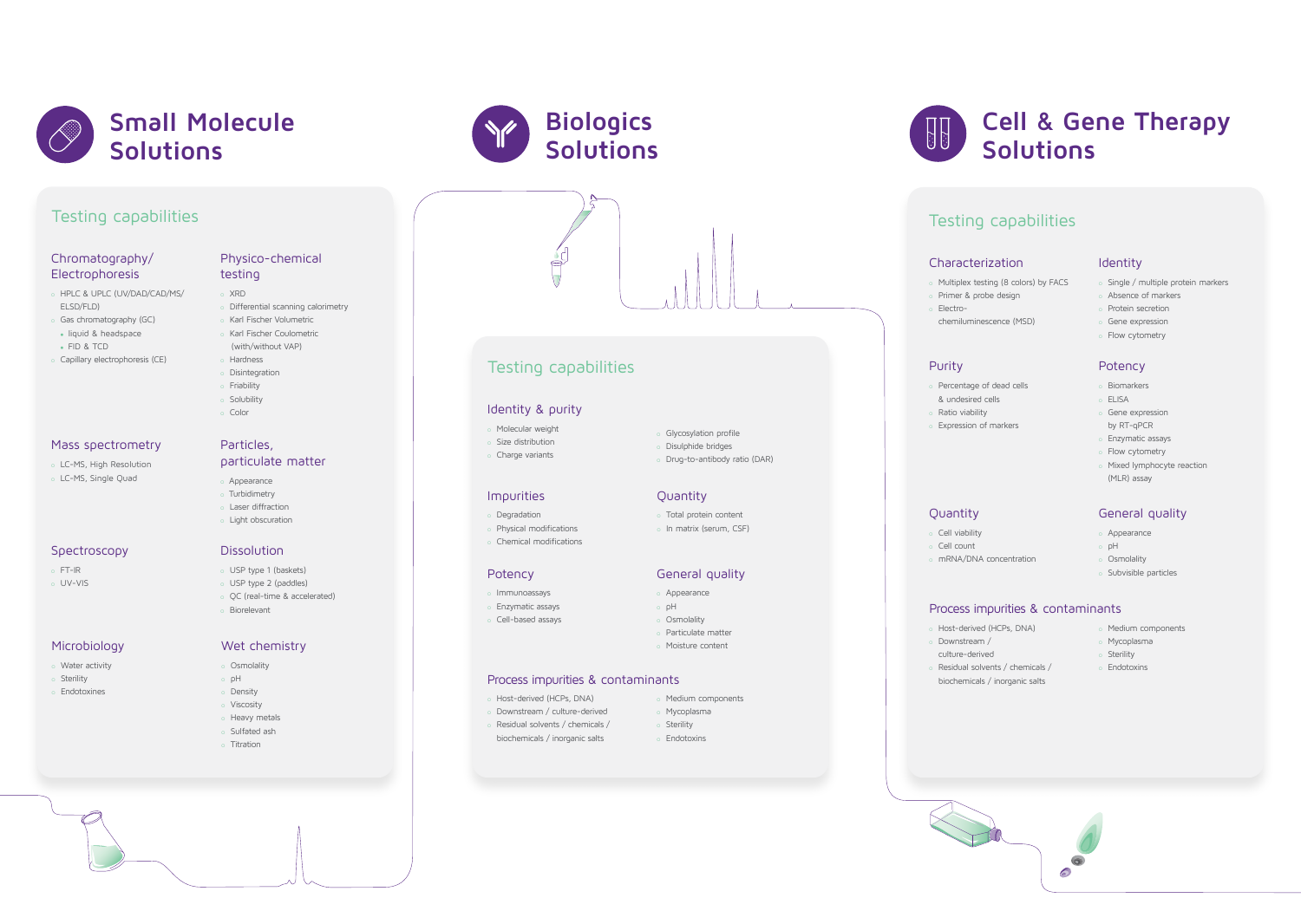# Small Molecule Solutions

## Testing capabilities

### Chromatography/ Electrophoresis

- HPLC & UPLC (UV/DAD/CAD/MS/ ELSD/FLD)
- Gas chromatography (GC)
  - liquid & headspace
  - FID & TCD
- Capillary electrophoresis (CE)

### Physico-chemical testing

- XRD
- Differential scanning calorimetry
- Karl Fischer Volumetric
- Karl Fischer Coulometric (with/without VAP)
- Hardness
- Disintegration
- Friability
- Solubility
- Color

### Mass spectrometry

- LC-MS, High Resolution
- LC-MS, Single Quad

### Particles, particulate matter

- Appearance
- Turbidimetry
- Laser diffraction
- Light obscuration

### Spectroscopy

- FT-IR
- UV-VIS

### Dissolution

- USP type 1 (baskets)
- USP type 2 (paddles)
- QC (real-time & accelerated)
- Biorelevant

### Microbiology

- Water activity
- Sterility
- Endotoxines

### Wet chemistry

- Osmolality
- pH
- Density
- Viscosity
- Heavy metals
- Sulfated ash
- Titration

# Biologics Solutions

## Testing capabilities

### Identity & purity

- Molecular weight
- Size distribution
- Charge variants
- Glycosylation profile
- Disulphide bridges
- Drug-to-antibody ratio (DAR)

### Impurities

- Degradation
- Physical modifications
- Chemical modifications

### Quantity

- Total protein content
- In matrix (serum, CSF)

### Potency

- Immunoassays
- Enzymatic assays
- Cell-based assays

### General quality

- Appearance
- pH
- Osmolality
- Particulate matter
- Moisture content

### Process impurities & contaminants

- Host-derived (HCPs, DNA)
- Downstream / culture-derived
- Residual solvents / chemicals / biochemicals / inorganic salts
- Medium components
- Mycoplasma
- Sterility
- Endotoxins

# Cell & Gene Therapy Solutions

## Testing capabilities

### Characterization

- Multiplex testing (8 colors) by FACS
- Primer & probe design
- Electro-chemiluminescence (MSD)

### Identity

- Single / multiple protein markers
- Absence of markers
- Protein secretion
- Gene expression
- Flow cytometry

### Purity

- Percentage of dead cells & undesired cells
- Ratio viability
- Expression of markers

### Potency

- Biomarkers
- ELISA
- Gene expression by RT-qPCR
- Enzymatic assays
- Flow cytometry
- Mixed lymphocyte reaction (MLR) assay

### Quantity

- Cell viability
- Cell count
- mRNA/DNA concentration

### General quality

- Appearance
- pH
- Osmolality
- Subvisible particles

### Process impurities & contaminants

- Host-derived (HCPs, DNA)
- Downstream / culture-derived
- Residual solvents / chemicals / biochemicals / inorganic salts
- Medium components
- Mycoplasma
- Sterility
- Endotoxins